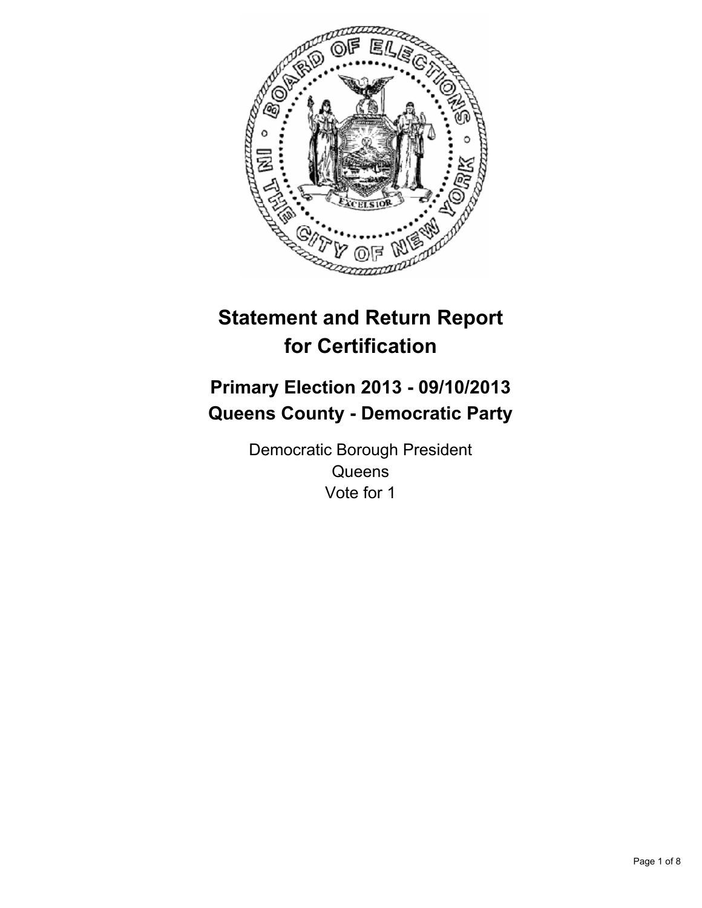# Statement and Return Report for Certification

## Primary Election 2013 - 09/10/2013
## Queens County - Democratic Party

Democratic Borough President
Queens
Vote for 1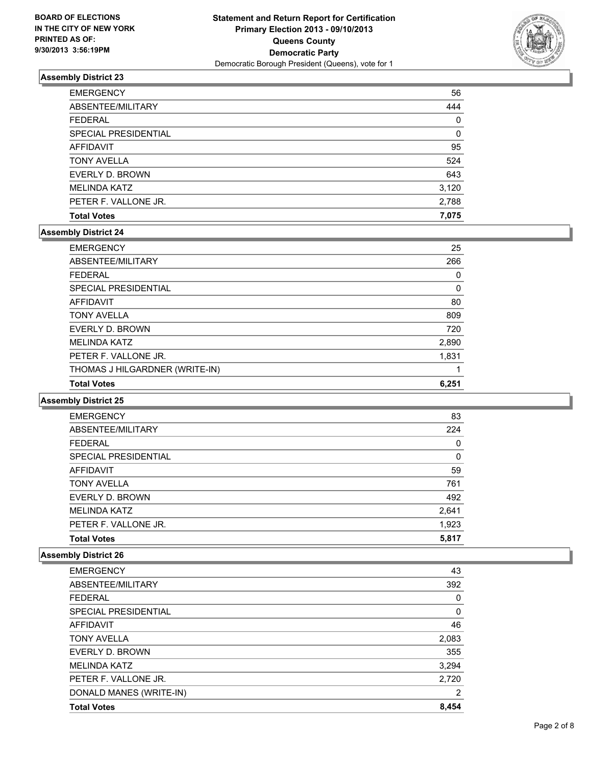**BOARD OF ELECTIONS IN THE CITY OF NEW YORK PRINTED AS OF: 9/30/2013 3:56:19PM**

**Statement and Return Report for Certification Primary Election 2013 - 09/10/2013 Queens County Democratic Party**
Democratic Borough President (Queens), vote for 1

### Assembly District 23

| | |
|---|---|
| EMERGENCY | 56 |
| ABSENTEE/MILITARY | 444 |
| FEDERAL | 0 |
| SPECIAL PRESIDENTIAL | 0 |
| AFFIDAVIT | 95 |
| TONY AVELLA | 524 |
| EVERLY D. BROWN | 643 |
| MELINDA KATZ | 3,120 |
| PETER F. VALLONE JR. | 2,788 |
| **Total Votes** | **7,075** |

### Assembly District 24

| | |
|---|---|
| EMERGENCY | 25 |
| ABSENTEE/MILITARY | 266 |
| FEDERAL | 0 |
| SPECIAL PRESIDENTIAL | 0 |
| AFFIDAVIT | 80 |
| TONY AVELLA | 809 |
| EVERLY D. BROWN | 720 |
| MELINDA KATZ | 2,890 |
| PETER F. VALLONE JR. | 1,831 |
| THOMAS J HILGARDNER (WRITE-IN) | 1 |
| **Total Votes** | **6,251** |

### Assembly District 25

| | |
|---|---|
| EMERGENCY | 83 |
| ABSENTEE/MILITARY | 224 |
| FEDERAL | 0 |
| SPECIAL PRESIDENTIAL | 0 |
| AFFIDAVIT | 59 |
| TONY AVELLA | 761 |
| EVERLY D. BROWN | 492 |
| MELINDA KATZ | 2,641 |
| PETER F. VALLONE JR. | 1,923 |
| **Total Votes** | **5,817** |

### Assembly District 26

| | |
|---|---|
| EMERGENCY | 43 |
| ABSENTEE/MILITARY | 392 |
| FEDERAL | 0 |
| SPECIAL PRESIDENTIAL | 0 |
| AFFIDAVIT | 46 |
| TONY AVELLA | 2,083 |
| EVERLY D. BROWN | 355 |
| MELINDA KATZ | 3,294 |
| PETER F. VALLONE JR. | 2,720 |
| DONALD MANES (WRITE-IN) | 2 |
| **Total Votes** | **8,454** |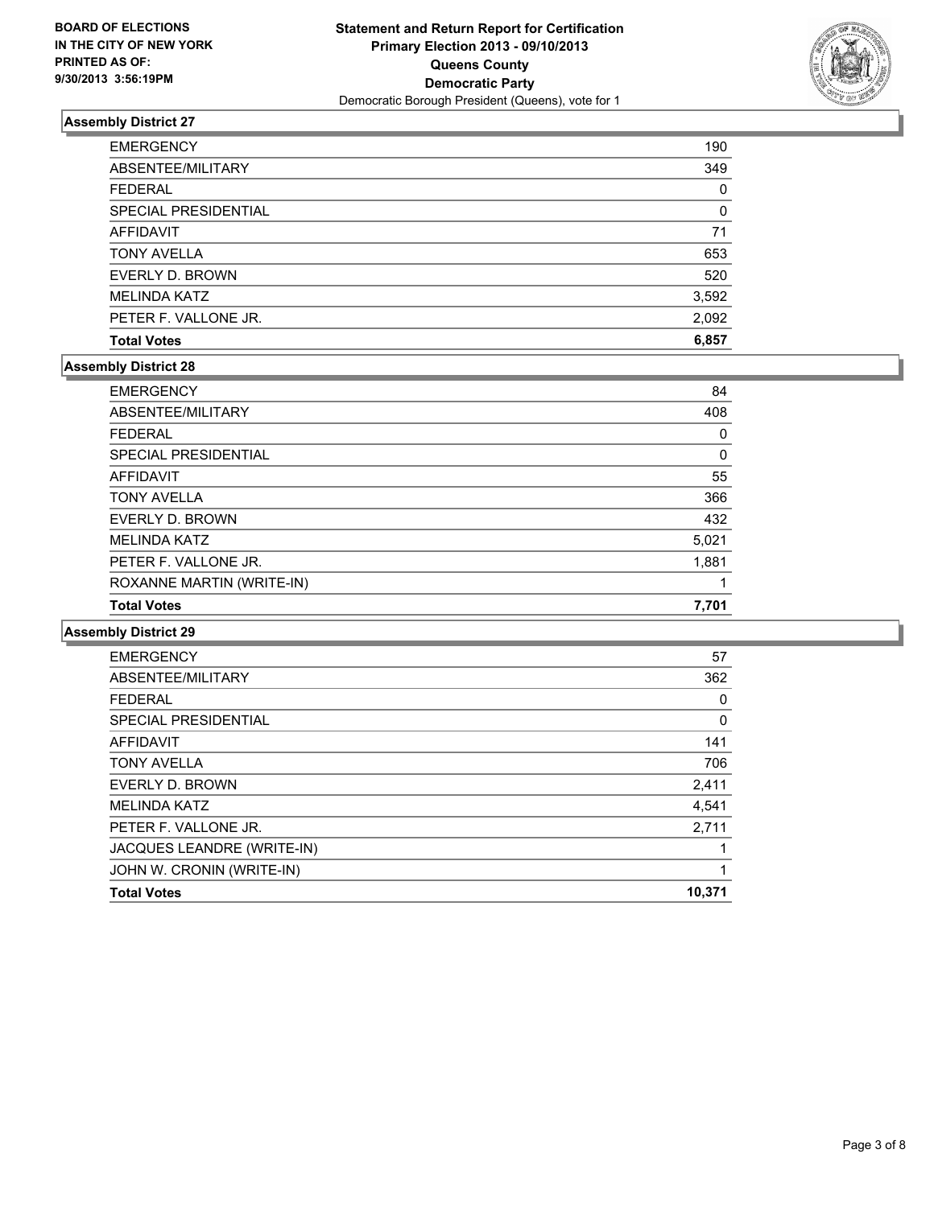**BOARD OF ELECTIONS IN THE CITY OF NEW YORK PRINTED AS OF: 9/30/2013 3:56:19PM**

**Statement and Return Report for Certification Primary Election 2013 - 09/10/2013 Queens County Democratic Party**
Democratic Borough President (Queens), vote for 1

### Assembly District 27

| | |
|---|---|
| EMERGENCY | 190 |
| ABSENTEE/MILITARY | 349 |
| FEDERAL | 0 |
| SPECIAL PRESIDENTIAL | 0 |
| AFFIDAVIT | 71 |
| TONY AVELLA | 653 |
| EVERLY D. BROWN | 520 |
| MELINDA KATZ | 3,592 |
| PETER F. VALLONE JR. | 2,092 |
| **Total Votes** | **6,857** |

### Assembly District 28

| | |
|---|---|
| EMERGENCY | 84 |
| ABSENTEE/MILITARY | 408 |
| FEDERAL | 0 |
| SPECIAL PRESIDENTIAL | 0 |
| AFFIDAVIT | 55 |
| TONY AVELLA | 366 |
| EVERLY D. BROWN | 432 |
| MELINDA KATZ | 5,021 |
| PETER F. VALLONE JR. | 1,881 |
| ROXANNE MARTIN (WRITE-IN) | 1 |
| **Total Votes** | **7,701** |

### Assembly District 29

| | |
|---|---|
| EMERGENCY | 57 |
| ABSENTEE/MILITARY | 362 |
| FEDERAL | 0 |
| SPECIAL PRESIDENTIAL | 0 |
| AFFIDAVIT | 141 |
| TONY AVELLA | 706 |
| EVERLY D. BROWN | 2,411 |
| MELINDA KATZ | 4,541 |
| PETER F. VALLONE JR. | 2,711 |
| JACQUES LEANDRE (WRITE-IN) | 1 |
| JOHN W. CRONIN (WRITE-IN) | 1 |
| **Total Votes** | **10,371** |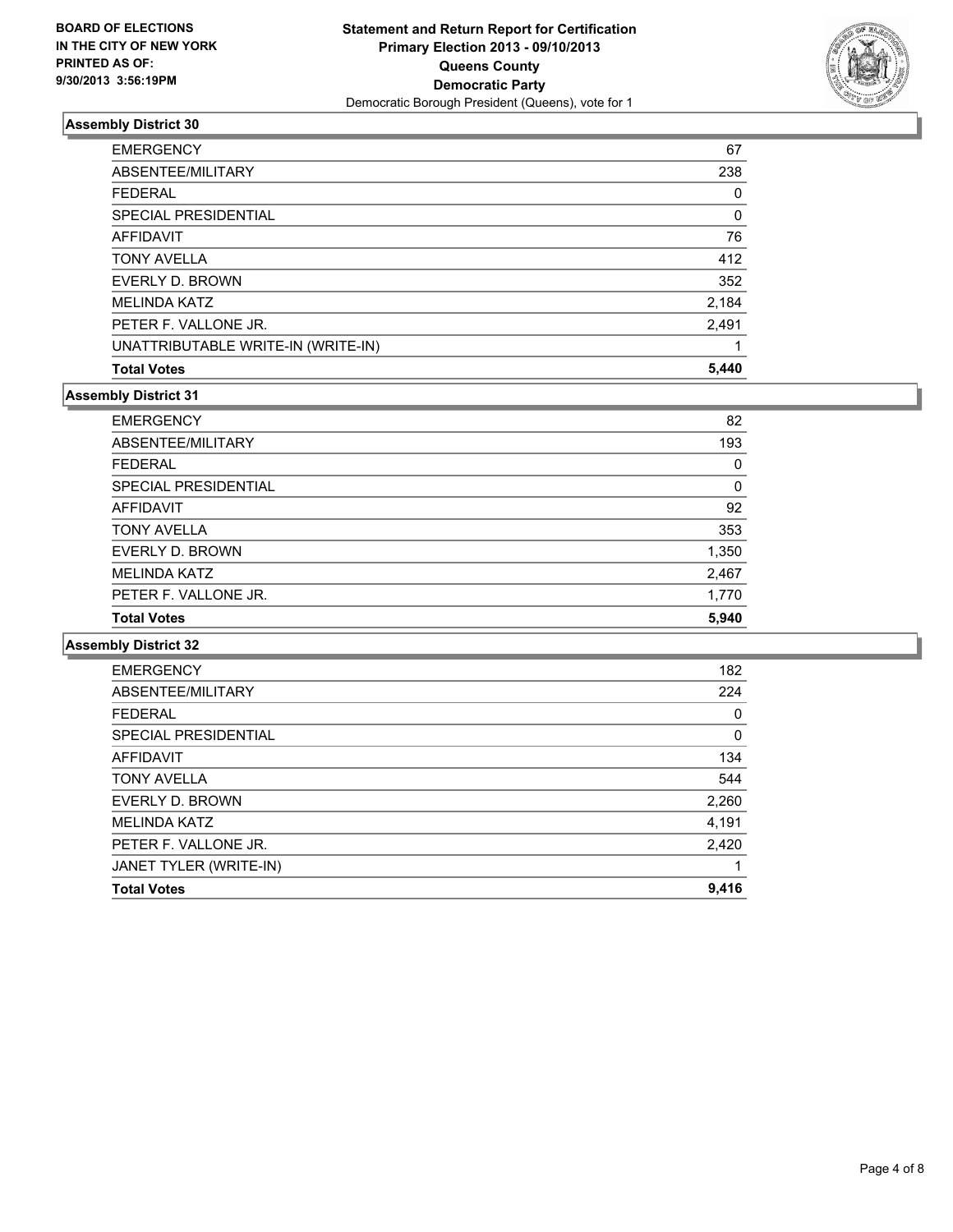**BOARD OF ELECTIONS IN THE CITY OF NEW YORK PRINTED AS OF: 9/30/2013 3:56:19PM**

**Statement and Return Report for Certification Primary Election 2013 - 09/10/2013 Queens County Democratic Party**
Democratic Borough President (Queens), vote for 1

### Assembly District 30

| | |
|---|---|
| EMERGENCY | 67 |
| ABSENTEE/MILITARY | 238 |
| FEDERAL | 0 |
| SPECIAL PRESIDENTIAL | 0 |
| AFFIDAVIT | 76 |
| TONY AVELLA | 412 |
| EVERLY D. BROWN | 352 |
| MELINDA KATZ | 2,184 |
| PETER F. VALLONE JR. | 2,491 |
| UNATTRIBUTABLE WRITE-IN (WRITE-IN) | 1 |
| **Total Votes** | **5,440** |

### Assembly District 31

| | |
|---|---|
| EMERGENCY | 82 |
| ABSENTEE/MILITARY | 193 |
| FEDERAL | 0 |
| SPECIAL PRESIDENTIAL | 0 |
| AFFIDAVIT | 92 |
| TONY AVELLA | 353 |
| EVERLY D. BROWN | 1,350 |
| MELINDA KATZ | 2,467 |
| PETER F. VALLONE JR. | 1,770 |
| **Total Votes** | **5,940** |

### Assembly District 32

| | |
|---|---|
| EMERGENCY | 182 |
| ABSENTEE/MILITARY | 224 |
| FEDERAL | 0 |
| SPECIAL PRESIDENTIAL | 0 |
| AFFIDAVIT | 134 |
| TONY AVELLA | 544 |
| EVERLY D. BROWN | 2,260 |
| MELINDA KATZ | 4,191 |
| PETER F. VALLONE JR. | 2,420 |
| JANET TYLER (WRITE-IN) | 1 |
| **Total Votes** | **9,416** |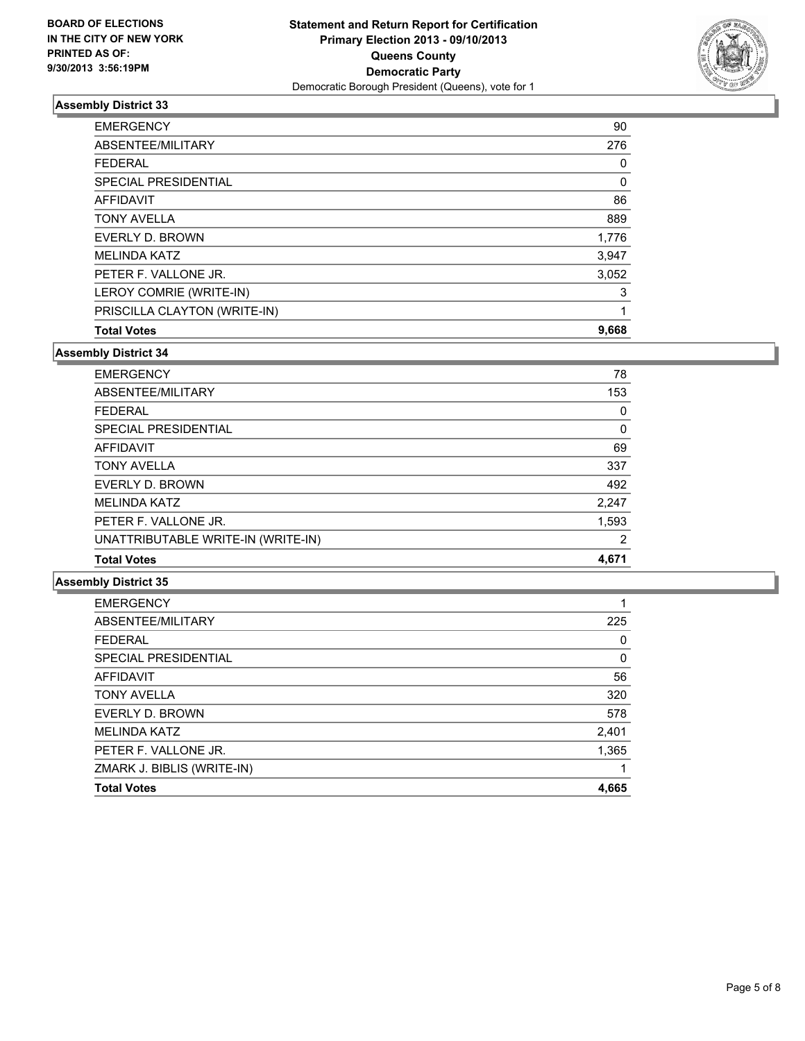BOARD OF ELECTIONS
IN THE CITY OF NEW YORK
PRINTED AS OF:
9/30/2013 3:56:19PM

**Statement and Return Report for Certification**
**Primary Election 2013 - 09/10/2013**
**Queens County**
**Democratic Party**
Democratic Borough President (Queens), vote for 1

### Assembly District 33

| | |
|---|---|
| EMERGENCY | 90 |
| ABSENTEE/MILITARY | 276 |
| FEDERAL | 0 |
| SPECIAL PRESIDENTIAL | 0 |
| AFFIDAVIT | 86 |
| TONY AVELLA | 889 |
| EVERLY D. BROWN | 1,776 |
| MELINDA KATZ | 3,947 |
| PETER F. VALLONE JR. | 3,052 |
| LEROY COMRIE (WRITE-IN) | 3 |
| PRISCILLA CLAYTON (WRITE-IN) | 1 |
| **Total Votes** | **9,668** |

### Assembly District 34

| | |
|---|---|
| EMERGENCY | 78 |
| ABSENTEE/MILITARY | 153 |
| FEDERAL | 0 |
| SPECIAL PRESIDENTIAL | 0 |
| AFFIDAVIT | 69 |
| TONY AVELLA | 337 |
| EVERLY D. BROWN | 492 |
| MELINDA KATZ | 2,247 |
| PETER F. VALLONE JR. | 1,593 |
| UNATTRIBUTABLE WRITE-IN (WRITE-IN) | 2 |
| **Total Votes** | **4,671** |

### Assembly District 35

| | |
|---|---|
| EMERGENCY | 1 |
| ABSENTEE/MILITARY | 225 |
| FEDERAL | 0 |
| SPECIAL PRESIDENTIAL | 0 |
| AFFIDAVIT | 56 |
| TONY AVELLA | 320 |
| EVERLY D. BROWN | 578 |
| MELINDA KATZ | 2,401 |
| PETER F. VALLONE JR. | 1,365 |
| ZMARK J. BIBLIS (WRITE-IN) | 1 |
| **Total Votes** | **4,665** |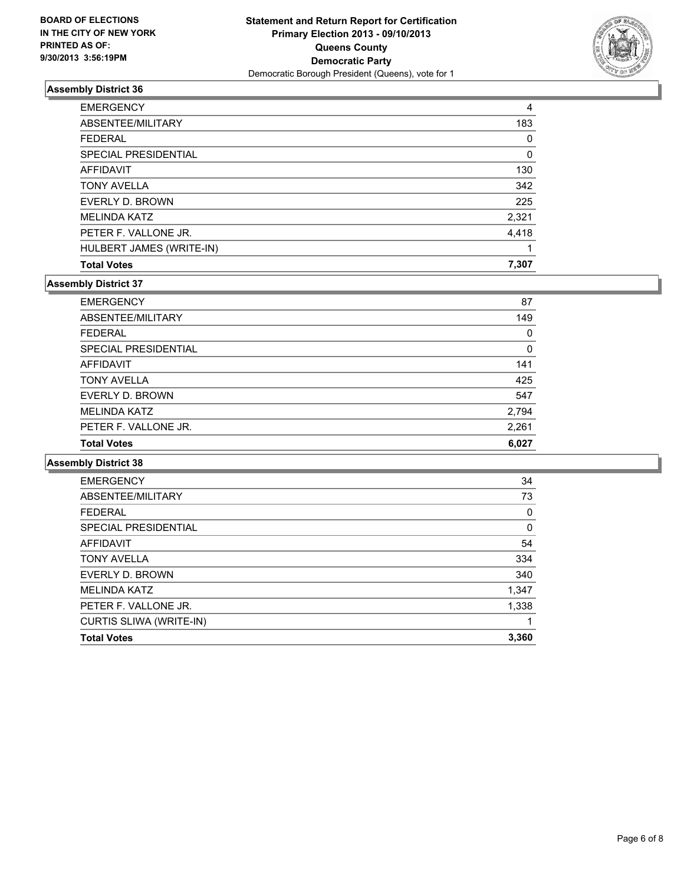**BOARD OF ELECTIONS**
**IN THE CITY OF NEW YORK**
**PRINTED AS OF:**
**9/30/2013 3:56:19PM**

**Statement and Return Report for Certification**
**Primary Election 2013 - 09/10/2013**
**Queens County**
**Democratic Party**
Democratic Borough President (Queens), vote for 1

### Assembly District 36

| | |
|---|---|
| EMERGENCY | 4 |
| ABSENTEE/MILITARY | 183 |
| FEDERAL | 0 |
| SPECIAL PRESIDENTIAL | 0 |
| AFFIDAVIT | 130 |
| TONY AVELLA | 342 |
| EVERLY D. BROWN | 225 |
| MELINDA KATZ | 2,321 |
| PETER F. VALLONE JR. | 4,418 |
| HULBERT JAMES (WRITE-IN) | 1 |
| **Total Votes** | **7,307** |

### Assembly District 37

| | |
|---|---|
| EMERGENCY | 87 |
| ABSENTEE/MILITARY | 149 |
| FEDERAL | 0 |
| SPECIAL PRESIDENTIAL | 0 |
| AFFIDAVIT | 141 |
| TONY AVELLA | 425 |
| EVERLY D. BROWN | 547 |
| MELINDA KATZ | 2,794 |
| PETER F. VALLONE JR. | 2,261 |
| **Total Votes** | **6,027** |

### Assembly District 38

| | |
|---|---|
| EMERGENCY | 34 |
| ABSENTEE/MILITARY | 73 |
| FEDERAL | 0 |
| SPECIAL PRESIDENTIAL | 0 |
| AFFIDAVIT | 54 |
| TONY AVELLA | 334 |
| EVERLY D. BROWN | 340 |
| MELINDA KATZ | 1,347 |
| PETER F. VALLONE JR. | 1,338 |
| CURTIS SLIWA (WRITE-IN) | 1 |
| **Total Votes** | **3,360** |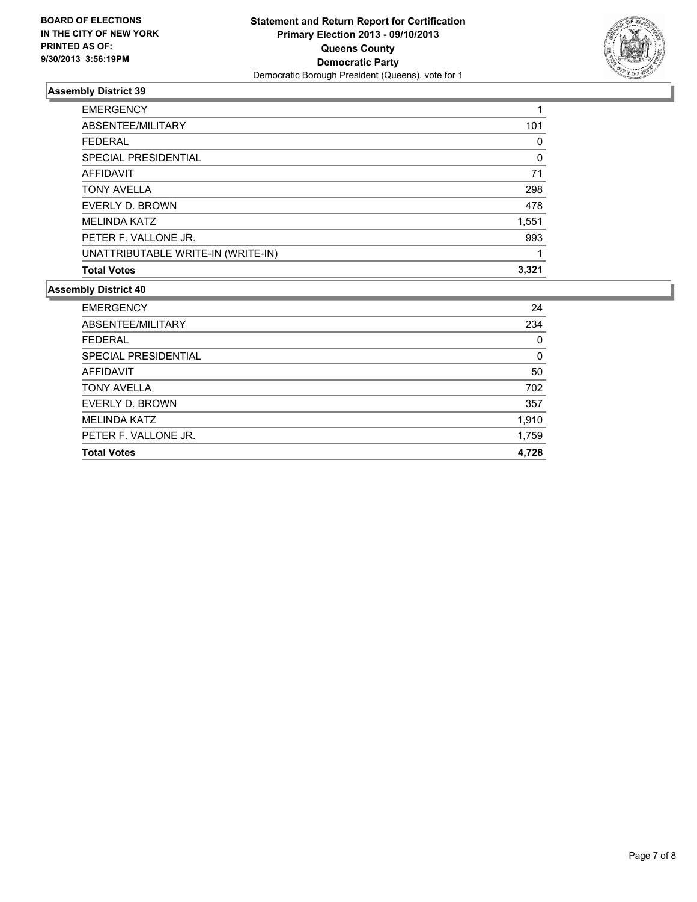**BOARD OF ELECTIONS IN THE CITY OF NEW YORK PRINTED AS OF: 9/30/2013 3:56:19PM**

**Statement and Return Report for Certification Primary Election 2013 - 09/10/2013 Queens County Democratic Party**
Democratic Borough President (Queens), vote for 1

### Assembly District 39

| | |
|---|---|
| EMERGENCY | 1 |
| ABSENTEE/MILITARY | 101 |
| FEDERAL | 0 |
| SPECIAL PRESIDENTIAL | 0 |
| AFFIDAVIT | 71 |
| TONY AVELLA | 298 |
| EVERLY D. BROWN | 478 |
| MELINDA KATZ | 1,551 |
| PETER F. VALLONE JR. | 993 |
| UNATTRIBUTABLE WRITE-IN (WRITE-IN) | 1 |
| **Total Votes** | **3,321** |

### Assembly District 40

| | |
|---|---|
| EMERGENCY | 24 |
| ABSENTEE/MILITARY | 234 |
| FEDERAL | 0 |
| SPECIAL PRESIDENTIAL | 0 |
| AFFIDAVIT | 50 |
| TONY AVELLA | 702 |
| EVERLY D. BROWN | 357 |
| MELINDA KATZ | 1,910 |
| PETER F. VALLONE JR. | 1,759 |
| **Total Votes** | **4,728** |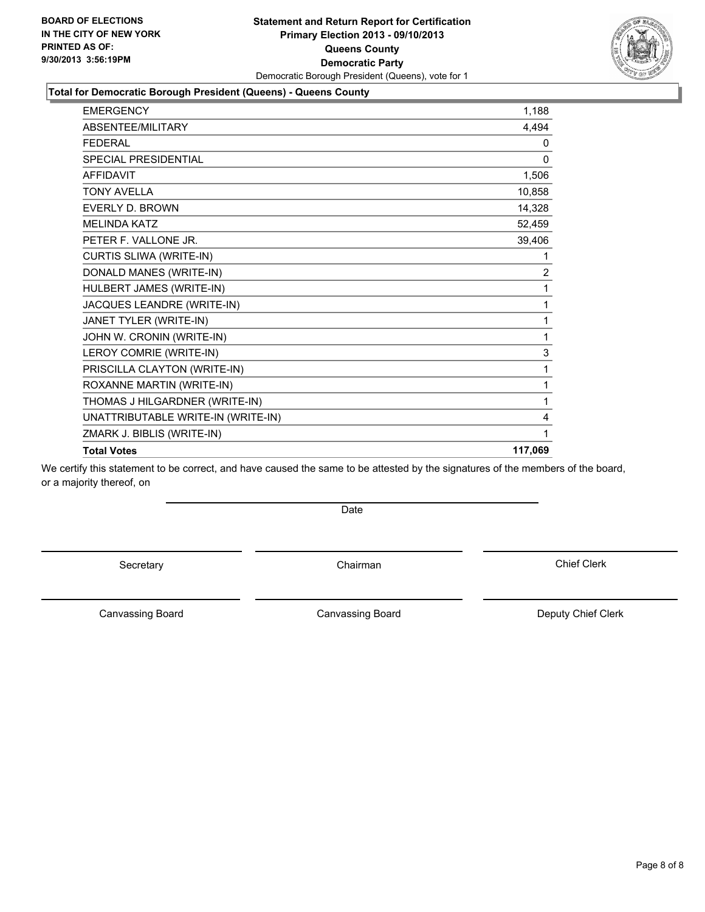**BOARD OF ELECTIONS**
**IN THE CITY OF NEW YORK**
**PRINTED AS OF:**
**9/30/2013 3:56:19PM**

**Statement and Return Report for Certification**
**Primary Election 2013 - 09/10/2013**
**Queens County**
**Democratic Party**
Democratic Borough President (Queens), vote for 1

**Total for Democratic Borough President (Queens) - Queens County**

| | |
|---|---|
| EMERGENCY | 1,188 |
| ABSENTEE/MILITARY | 4,494 |
| FEDERAL | 0 |
| SPECIAL PRESIDENTIAL | 0 |
| AFFIDAVIT | 1,506 |
| TONY AVELLA | 10,858 |
| EVERLY D. BROWN | 14,328 |
| MELINDA KATZ | 52,459 |
| PETER F. VALLONE JR. | 39,406 |
| CURTIS SLIWA (WRITE-IN) | 1 |
| DONALD MANES (WRITE-IN) | 2 |
| HULBERT JAMES (WRITE-IN) | 1 |
| JACQUES LEANDRE (WRITE-IN) | 1 |
| JANET TYLER (WRITE-IN) | 1 |
| JOHN W. CRONIN (WRITE-IN) | 1 |
| LEROY COMRIE (WRITE-IN) | 3 |
| PRISCILLA CLAYTON (WRITE-IN) | 1 |
| ROXANNE MARTIN (WRITE-IN) | 1 |
| THOMAS J HILGARDNER (WRITE-IN) | 1 |
| UNATTRIBUTABLE WRITE-IN (WRITE-IN) | 4 |
| ZMARK J. BIBLIS (WRITE-IN) | 1 |
| **Total Votes** | **117,069** |

We certify this statement to be correct, and have caused the same to be attested by the signatures of the members of the board, or a majority thereof, on

Date

Secretary

Chairman

Chief Clerk

Canvassing Board

Canvassing Board

Deputy Chief Clerk